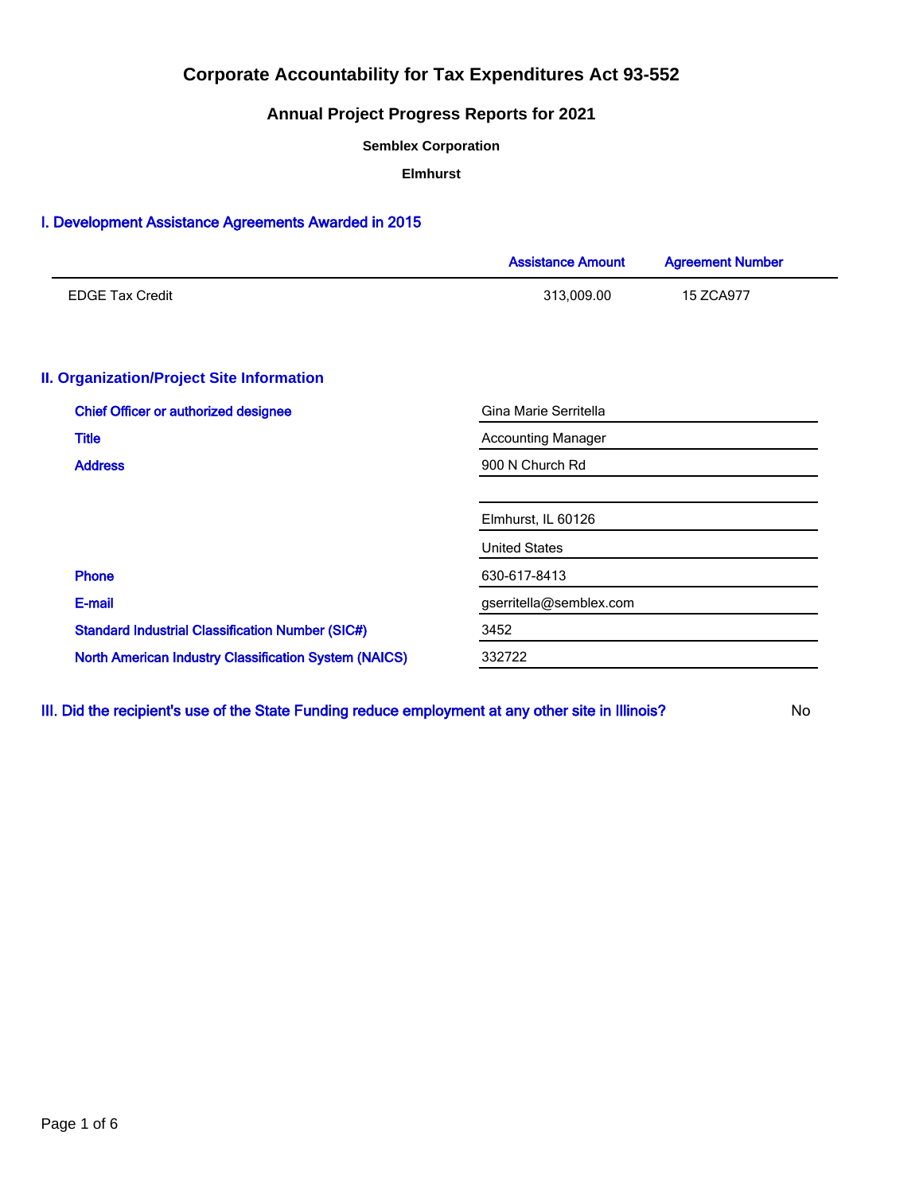# Corporate Accountability for Tax Expenditures Act 93-552

## Annual Project Progress Reports for 2021

**Semblex Corporation**

**Elmhurst**

## I. Development Assistance Agreements Awarded in 2015

| | Assistance Amount | Agreement Number |
|---|---|---|
| EDGE Tax Credit | 313,009.00 | 15 ZCA977 |

## II. Organization/Project Site Information

| | |
|---|---|
| Chief Officer or authorized designee | Gina Marie Serritella |
| Title | Accounting Manager |
| Address | 900 N Church Rd |
| | |
| | Elmhurst, IL 60126 |
| | United States |
| Phone | 630-617-8413 |
| E-mail | gserritella@semblex.com |
| Standard Industrial Classification Number (SIC#) | 3452 |
| North American Industry Classification System (NAICS) | 332722 |

## III. Did the recipient's use of the State Funding reduce employment at any other site in Illinois?

No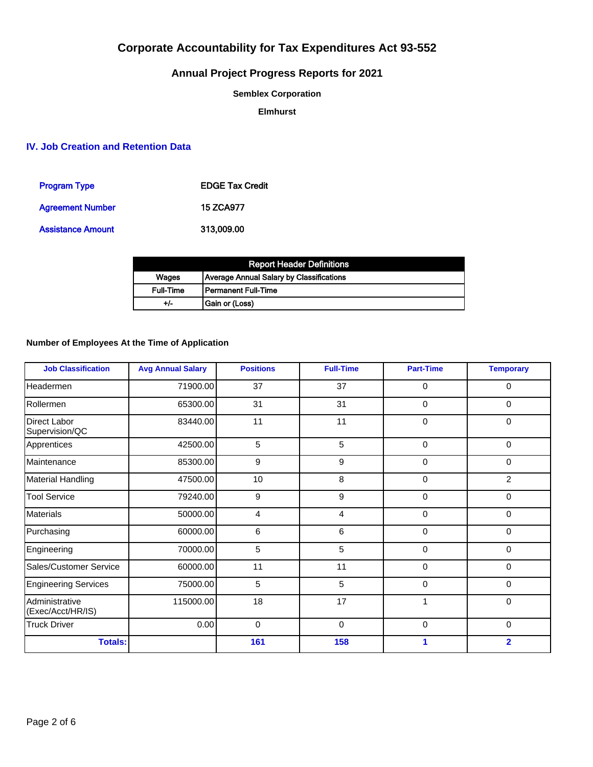# Corporate Accountability for Tax Expenditures Act 93-552

## Annual Project Progress Reports for 2021

**Semblex Corporation**

**Elmhurst**

## IV. Job Creation and Retention Data

| | |
|---|---|
| Program Type | EDGE Tax Credit |
| Agreement Number | 15 ZCA977 |
| Assistance Amount | 313,009.00 |

| Report Header Definitions | |
|---|---|
| Wages | Average Annual Salary by Classifications |
| Full-Time | Permanent Full-Time |
| +/- | Gain or (Loss) |

**Number of Employees At the Time of Application**

| Job Classification | Avg Annual Salary | Positions | Full-Time | Part-Time | Temporary |
|---|---|---|---|---|---|
| Headermen | 71900.00 | 37 | 37 | 0 | 0 |
| Rollermen | 65300.00 | 31 | 31 | 0 | 0 |
| Direct Labor Supervision/QC | 83440.00 | 11 | 11 | 0 | 0 |
| Apprentices | 42500.00 | 5 | 5 | 0 | 0 |
| Maintenance | 85300.00 | 9 | 9 | 0 | 0 |
| Material Handling | 47500.00 | 10 | 8 | 0 | 2 |
| Tool Service | 79240.00 | 9 | 9 | 0 | 0 |
| Materials | 50000.00 | 4 | 4 | 0 | 0 |
| Purchasing | 60000.00 | 6 | 6 | 0 | 0 |
| Engineering | 70000.00 | 5 | 5 | 0 | 0 |
| Sales/Customer Service | 60000.00 | 11 | 11 | 0 | 0 |
| Engineering Services | 75000.00 | 5 | 5 | 0 | 0 |
| Administrative (Exec/Acct/HR/IS) | 115000.00 | 18 | 17 | 1 | 0 |
| Truck Driver | 0.00 | 0 | 0 | 0 | 0 |
| **Totals:** | | **161** | **158** | **1** | **2** |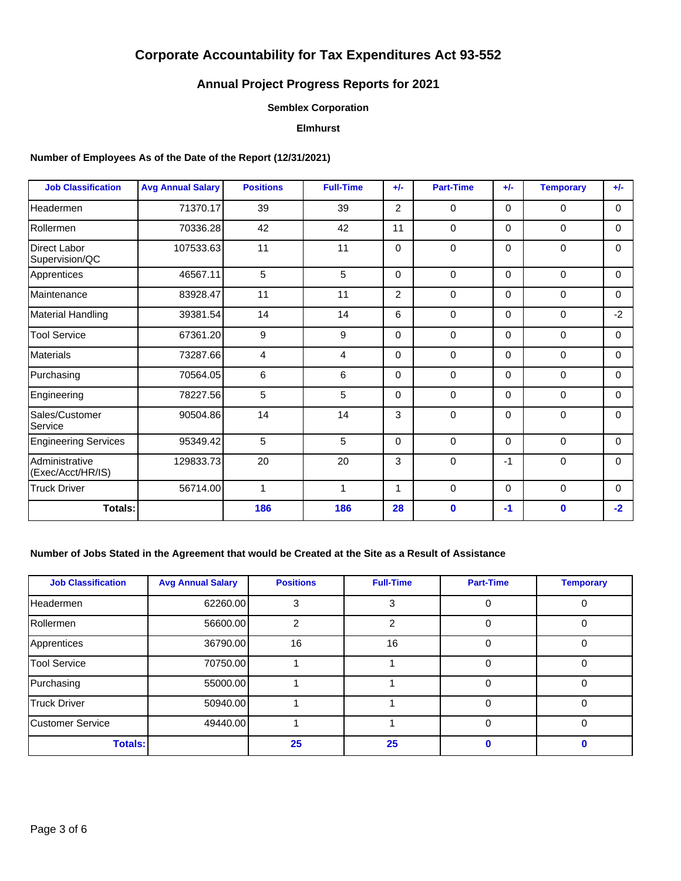# Corporate Accountability for Tax Expenditures Act 93-552

## Annual Project Progress Reports for 2021

### Semblex Corporation

### Elmhurst

**Number of Employees As of the Date of the Report (12/31/2021)**

| Job Classification | Avg Annual Salary | Positions | Full-Time | +/- | Part-Time | +/- | Temporary | +/- |
|---|---|---|---|---|---|---|---|---|
| Headermen | 71370.17 | 39 | 39 | 2 | 0 | 0 | 0 | 0 |
| Rollermen | 70336.28 | 42 | 42 | 11 | 0 | 0 | 0 | 0 |
| Direct Labor Supervision/QC | 107533.63 | 11 | 11 | 0 | 0 | 0 | 0 | 0 |
| Apprentices | 46567.11 | 5 | 5 | 0 | 0 | 0 | 0 | 0 |
| Maintenance | 83928.47 | 11 | 11 | 2 | 0 | 0 | 0 | 0 |
| Material Handling | 39381.54 | 14 | 14 | 6 | 0 | 0 | 0 | -2 |
| Tool Service | 67361.20 | 9 | 9 | 0 | 0 | 0 | 0 | 0 |
| Materials | 73287.66 | 4 | 4 | 0 | 0 | 0 | 0 | 0 |
| Purchasing | 70564.05 | 6 | 6 | 0 | 0 | 0 | 0 | 0 |
| Engineering | 78227.56 | 5 | 5 | 0 | 0 | 0 | 0 | 0 |
| Sales/Customer Service | 90504.86 | 14 | 14 | 3 | 0 | 0 | 0 | 0 |
| Engineering Services | 95349.42 | 5 | 5 | 0 | 0 | 0 | 0 | 0 |
| Administrative (Exec/Acct/HR/IS) | 129833.73 | 20 | 20 | 3 | 0 | -1 | 0 | 0 |
| Truck Driver | 56714.00 | 1 | 1 | 1 | 0 | 0 | 0 | 0 |
| **Totals:** | | **186** | **186** | **28** | **0** | **-1** | **0** | **-2** |

**Number of Jobs Stated in the Agreement that would be Created at the Site as a Result of Assistance**

| Job Classification | Avg Annual Salary | Positions | Full-Time | Part-Time | Temporary |
|---|---|---|---|---|---|
| Headermen | 62260.00 | 3 | 3 | 0 | 0 |
| Rollermen | 56600.00 | 2 | 2 | 0 | 0 |
| Apprentices | 36790.00 | 16 | 16 | 0 | 0 |
| Tool Service | 70750.00 | 1 | 1 | 0 | 0 |
| Purchasing | 55000.00 | 1 | 1 | 0 | 0 |
| Truck Driver | 50940.00 | 1 | 1 | 0 | 0 |
| Customer Service | 49440.00 | 1 | 1 | 0 | 0 |
| **Totals:** | | **25** | **25** | **0** | **0** |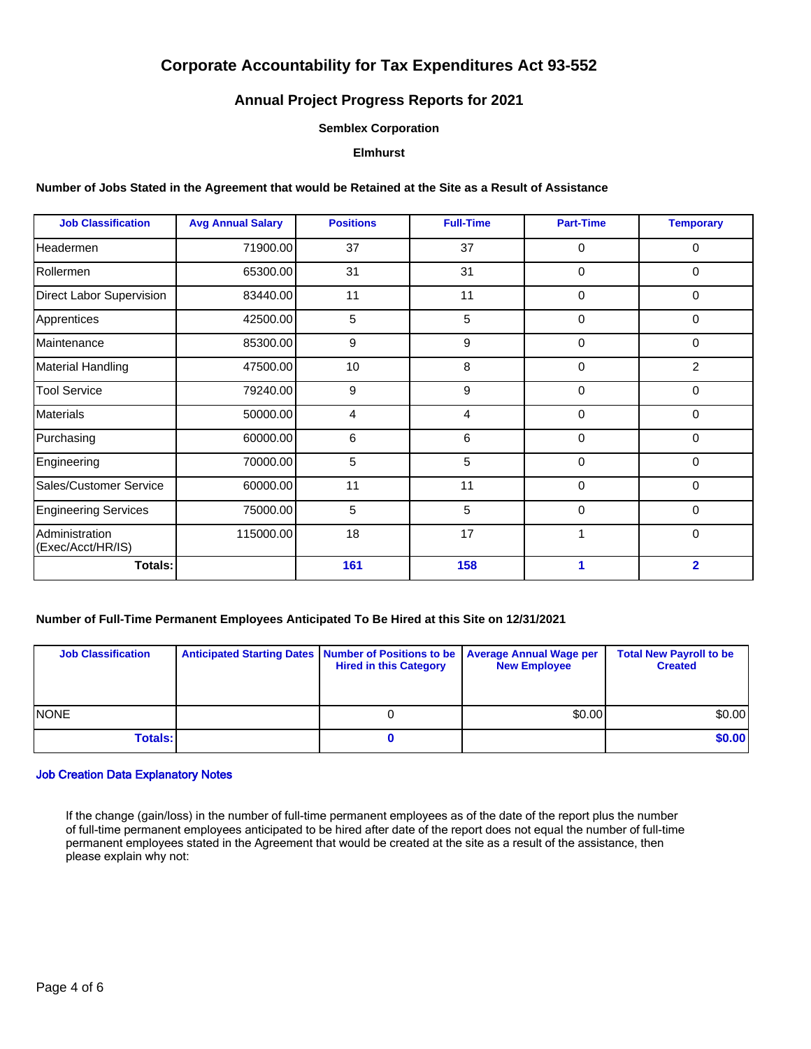# Corporate Accountability for Tax Expenditures Act 93-552

## Annual Project Progress Reports for 2021

### Semblex Corporation

### Elmhurst

**Number of Jobs Stated in the Agreement that would be Retained at the Site as a Result of Assistance**

| Job Classification | Avg Annual Salary | Positions | Full-Time | Part-Time | Temporary |
|---|---|---|---|---|---|
| Headermen | 71900.00 | 37 | 37 | 0 | 0 |
| Rollermen | 65300.00 | 31 | 31 | 0 | 0 |
| Direct Labor Supervision | 83440.00 | 11 | 11 | 0 | 0 |
| Apprentices | 42500.00 | 5 | 5 | 0 | 0 |
| Maintenance | 85300.00 | 9 | 9 | 0 | 0 |
| Material Handling | 47500.00 | 10 | 8 | 0 | 2 |
| Tool Service | 79240.00 | 9 | 9 | 0 | 0 |
| Materials | 50000.00 | 4 | 4 | 0 | 0 |
| Purchasing | 60000.00 | 6 | 6 | 0 | 0 |
| Engineering | 70000.00 | 5 | 5 | 0 | 0 |
| Sales/Customer Service | 60000.00 | 11 | 11 | 0 | 0 |
| Engineering Services | 75000.00 | 5 | 5 | 0 | 0 |
| Administration (Exec/Acct/HR/IS) | 115000.00 | 18 | 17 | 1 | 0 |
| **Totals:** | | **161** | **158** | **1** | **2** |

**Number of Full-Time Permanent Employees Anticipated To Be Hired at this Site on 12/31/2021**

| Job Classification | Anticipated Starting Dates | Number of Positions to be Hired in this Category | Average Annual Wage per New Employee | Total New Payroll to be Created |
|---|---|---|---|---|
| NONE | | 0 | $0.00 | $0.00 |
| **Totals:** | | **0** | | **$0.00** |

**Job Creation Data Explanatory Notes**

If the change (gain/loss) in the number of full-time permanent employees as of the date of the report plus the number of full-time permanent employees anticipated to be hired after date of the report does not equal the number of full-time permanent employees stated in the Agreement that would be created at the site as a result of the assistance, then please explain why not: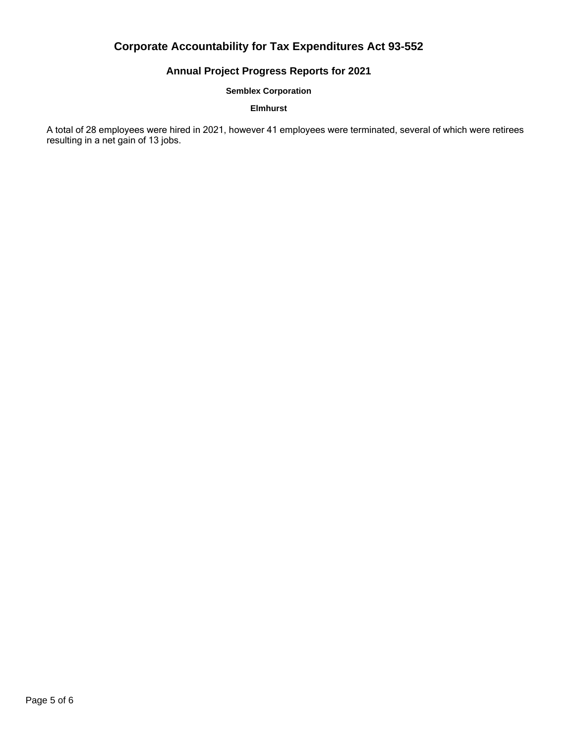# Corporate Accountability for Tax Expenditures Act 93-552

## Annual Project Progress Reports for 2021

### Semblex Corporation

### Elmhurst

A total of 28 employees were hired in 2021, however 41 employees were terminated, several of which were retirees resulting in a net gain of 13 jobs.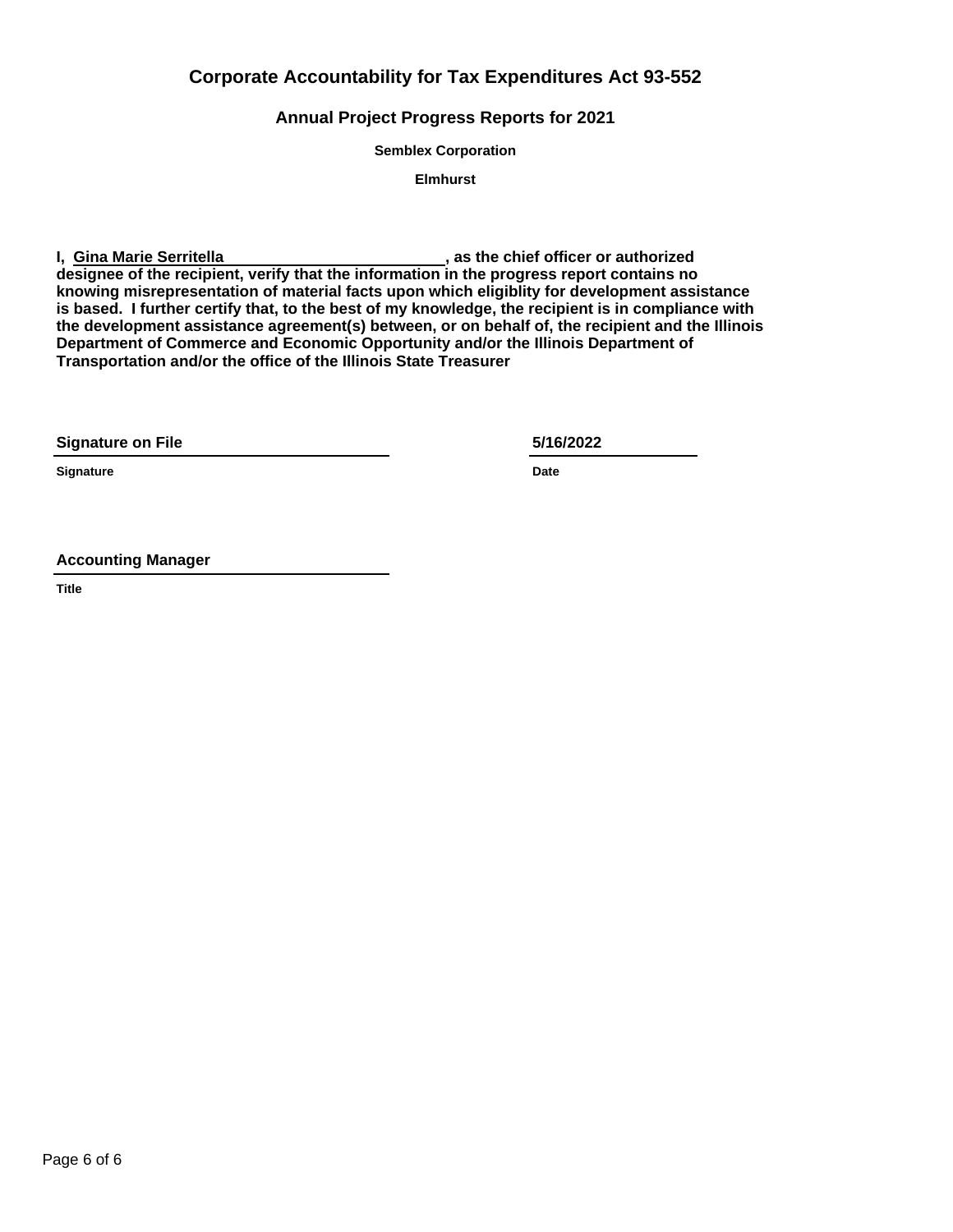# Corporate Accountability for Tax Expenditures Act 93-552

## Annual Project Progress Reports for 2021

**Semblex Corporation**

**Elmhurst**

**I, Gina Marie Serritella, as the chief officer or authorized designee of the recipient, verify that the information in the progress report contains no knowing misrepresentation of material facts upon which eligiblity for development assistance is based. I further certify that, to the best of my knowledge, the recipient is in compliance with the development assistance agreement(s) between, or on behalf of, the recipient and the Illinois Department of Commerce and Economic Opportunity and/or the Illinois Department of Transportation and/or the office of the Illinois State Treasurer**

**Signature on File**
**Signature**

**5/16/2022**
**Date**

**Accounting Manager**
**Title**